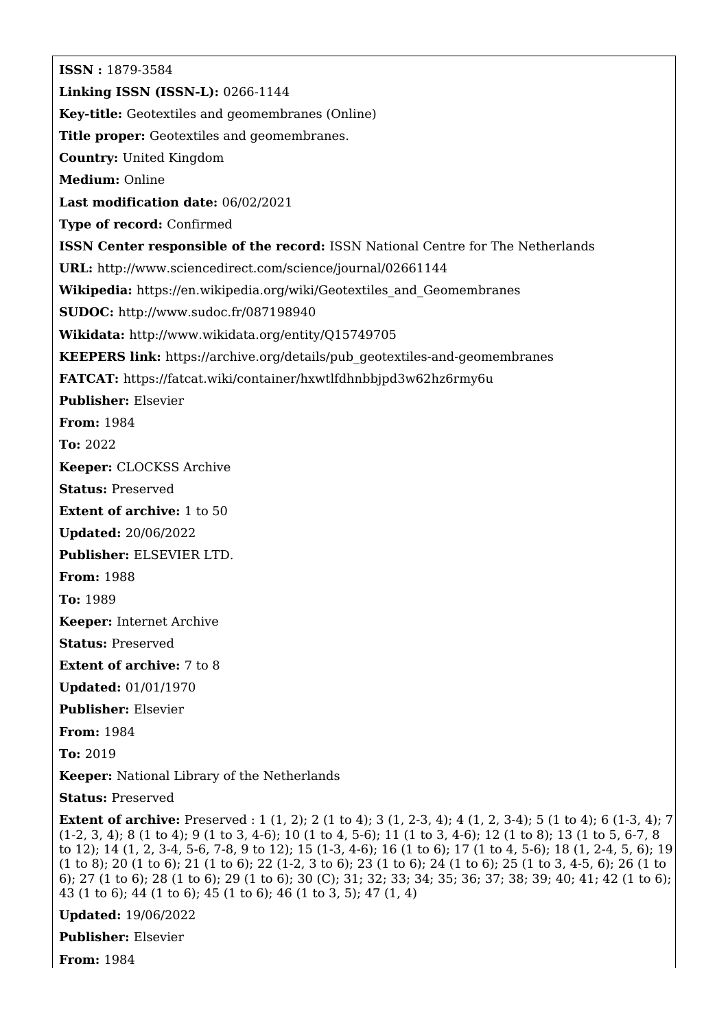**ISSN :** 1879-3584

**Linking ISSN (ISSN-L):** 0266-1144

**Key-title:** Geotextiles and geomembranes (Online)

**Title proper:** Geotextiles and geomembranes.

**Country:** United Kingdom

**Medium:** Online

**Last modification date:** 06/02/2021

**Type of record:** Confirmed

**ISSN Center responsible of the record:** ISSN National Centre for The Netherlands

**URL:** http://www.sciencedirect.com/science/journal/02661144

**Wikipedia:** https://en.wikipedia.org/wiki/Geotextiles_and_Geomembranes

**SUDOC:** http://www.sudoc.fr/087198940

**Wikidata:** http://www.wikidata.org/entity/Q15749705

**KEEPERS link:** https://archive.org/details/pub_geotextiles-and-geomembranes

**FATCAT:** https://fatcat.wiki/container/hxwtlfdhnbbjpd3w62hz6rmy6u

**Publisher:** Elsevier

**From:** 1984

**To:** 2022

**Keeper:** CLOCKSS Archive

**Status:** Preserved

**Extent of archive:** 1 to 50

**Updated:** 20/06/2022

**Publisher:** ELSEVIER LTD.

**From:** 1988

**To:** 1989

**Keeper:** Internet Archive

**Status:** Preserved

**Extent of archive:** 7 to 8

**Updated:** 01/01/1970

**Publisher:** Elsevier

**From:** 1984

**To:** 2019

**Keeper:** National Library of the Netherlands

**Status:** Preserved

**Extent of archive:** Preserved : 1 (1, 2); 2 (1 to 4); 3 (1, 2-3, 4); 4 (1, 2, 3-4); 5 (1 to 4); 6 (1-3, 4); 7 (1-2, 3, 4); 8 (1 to 4); 9 (1 to 3, 4-6); 10 (1 to 4, 5-6); 11 (1 to 3, 4-6); 12 (1 to 8); 13 (1 to 5, 6-7, 8 to 12); 14 (1, 2, 3-4, 5-6, 7-8, 9 to 12); 15 (1-3, 4-6); 16 (1 to 6); 17 (1 to 4, 5-6); 18 (1, 2-4, 5, 6); 19 (1 to 8); 20 (1 to 6); 21 (1 to 6); 22 (1-2, 3 to 6); 23 (1 to 6); 24 (1 to 6); 25 (1 to 3, 4-5, 6); 26 (1 to 6); 27 (1 to 6); 28 (1 to 6); 29 (1 to 6); 30 (C); 31; 32; 33; 34; 35; 36; 37; 38; 39; 40; 41; 42 (1 to 6); 43 (1 to 6); 44 (1 to 6); 45 (1 to 6); 46 (1 to 3, 5); 47 (1, 4)

**Updated:** 19/06/2022

**Publisher:** Elsevier

**From:** 1984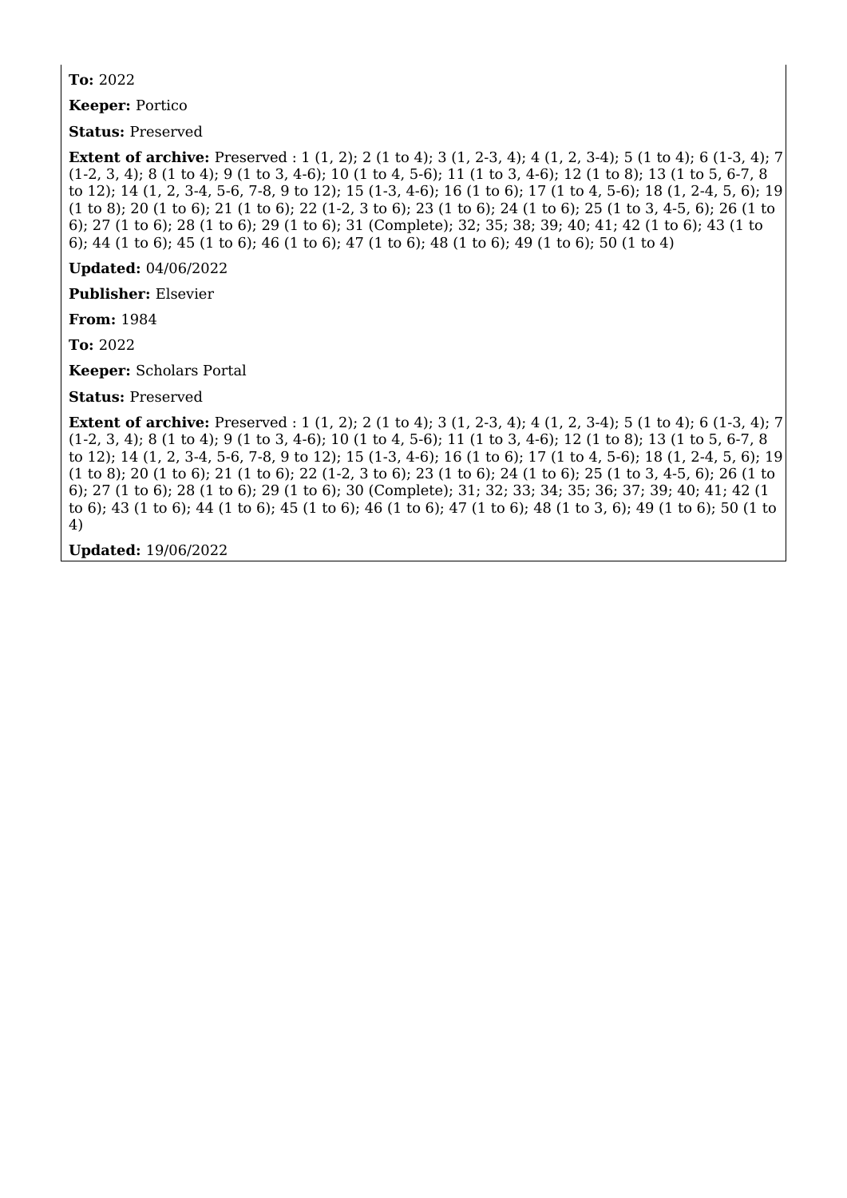**To:** 2022

**Keeper:** Portico

**Status:** Preserved

**Extent of archive:** Preserved : 1 (1, 2); 2 (1 to 4); 3 (1, 2-3, 4); 4 (1, 2, 3-4); 5 (1 to 4); 6 (1-3, 4); 7 (1-2, 3, 4); 8 (1 to 4); 9 (1 to 3, 4-6); 10 (1 to 4, 5-6); 11 (1 to 3, 4-6); 12 (1 to 8); 13 (1 to 5, 6-7, 8 to 12); 14 (1, 2, 3-4, 5-6, 7-8, 9 to 12); 15 (1-3, 4-6); 16 (1 to 6); 17 (1 to 4, 5-6); 18 (1, 2-4, 5, 6); 19 (1 to 8); 20 (1 to 6); 21 (1 to 6); 22 (1-2, 3 to 6); 23 (1 to 6); 24 (1 to 6); 25 (1 to 3, 4-5, 6); 26 (1 to 6); 27 (1 to 6); 28 (1 to 6); 29 (1 to 6); 31 (Complete); 32; 35; 38; 39; 40; 41; 42 (1 to 6); 43 (1 to 6); 44 (1 to 6); 45 (1 to 6); 46 (1 to 6); 47 (1 to 6); 48 (1 to 6); 49 (1 to 6); 50 (1 to 4)

**Updated:** 04/06/2022

**Publisher:** Elsevier

**From:** 1984

**To:** 2022

**Keeper:** Scholars Portal

**Status:** Preserved

**Extent of archive:** Preserved : 1 (1, 2); 2 (1 to 4); 3 (1, 2-3, 4); 4 (1, 2, 3-4); 5 (1 to 4); 6 (1-3, 4); 7 (1-2, 3, 4); 8 (1 to 4); 9 (1 to 3, 4-6); 10 (1 to 4, 5-6); 11 (1 to 3, 4-6); 12 (1 to 8); 13 (1 to 5, 6-7, 8 to 12); 14 (1, 2, 3-4, 5-6, 7-8, 9 to 12); 15 (1-3, 4-6); 16 (1 to 6); 17 (1 to 4, 5-6); 18 (1, 2-4, 5, 6); 19 (1 to 8); 20 (1 to 6); 21 (1 to 6); 22 (1-2, 3 to 6); 23 (1 to 6); 24 (1 to 6); 25 (1 to 3, 4-5, 6); 26 (1 to 6); 27 (1 to 6); 28 (1 to 6); 29 (1 to 6); 30 (Complete); 31; 32; 33; 34; 35; 36; 37; 39; 40; 41; 42 (1 to 6); 43 (1 to 6); 44 (1 to 6); 45 (1 to 6); 46 (1 to 6); 47 (1 to 6); 48 (1 to 3, 6); 49 (1 to 6); 50 (1 to 4)

**Updated:** 19/06/2022